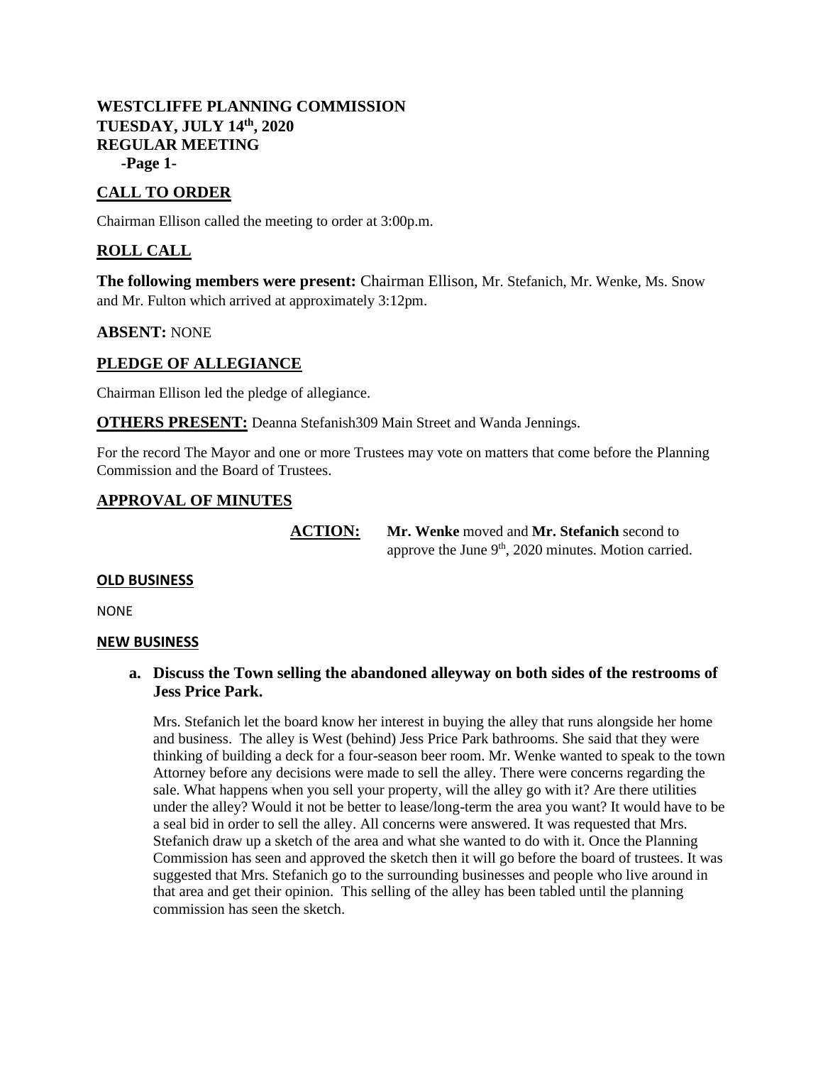# WESTCLIFFE PLANNING COMMISSION
## TUESDAY, JULY 14th, 2020
## REGULAR MEETING

## CALL TO ORDER

Chairman Ellison called the meeting to order at 3:00p.m.

## ROLL CALL

**The following members were present:** Chairman Ellison, Mr. Stefanich, Mr. Wenke, Ms. Snow and Mr. Fulton which arrived at approximately 3:12pm.

**ABSENT:** NONE

## PLEDGE OF ALLEGIANCE

Chairman Ellison led the pledge of allegiance.

**OTHERS PRESENT:** Deanna Stefanish309 Main Street and Wanda Jennings.

For the record The Mayor and one or more Trustees may vote on matters that come before the Planning Commission and the Board of Trustees.

## APPROVAL OF MINUTES

**ACTION:** **Mr. Wenke** moved and **Mr. Stefanich** second to approve the June 9th, 2020 minutes. Motion carried.

### OLD BUSINESS

NONE

### NEW BUSINESS

**a. Discuss the Town selling the abandoned alleyway on both sides of the restrooms of Jess Price Park.**

Mrs. Stefanich let the board know her interest in buying the alley that runs alongside her home and business. The alley is West (behind) Jess Price Park bathrooms. She said that they were thinking of building a deck for a four-season beer room. Mr. Wenke wanted to speak to the town Attorney before any decisions were made to sell the alley. There were concerns regarding the sale. What happens when you sell your property, will the alley go with it? Are there utilities under the alley? Would it not be better to lease/long-term the area you want? It would have to be a seal bid in order to sell the alley. All concerns were answered. It was requested that Mrs. Stefanich draw up a sketch of the area and what she wanted to do with it. Once the Planning Commission has seen and approved the sketch then it will go before the board of trustees. It was suggested that Mrs. Stefanich go to the surrounding businesses and people who live around in that area and get their opinion. This selling of the alley has been tabled until the planning commission has seen the sketch.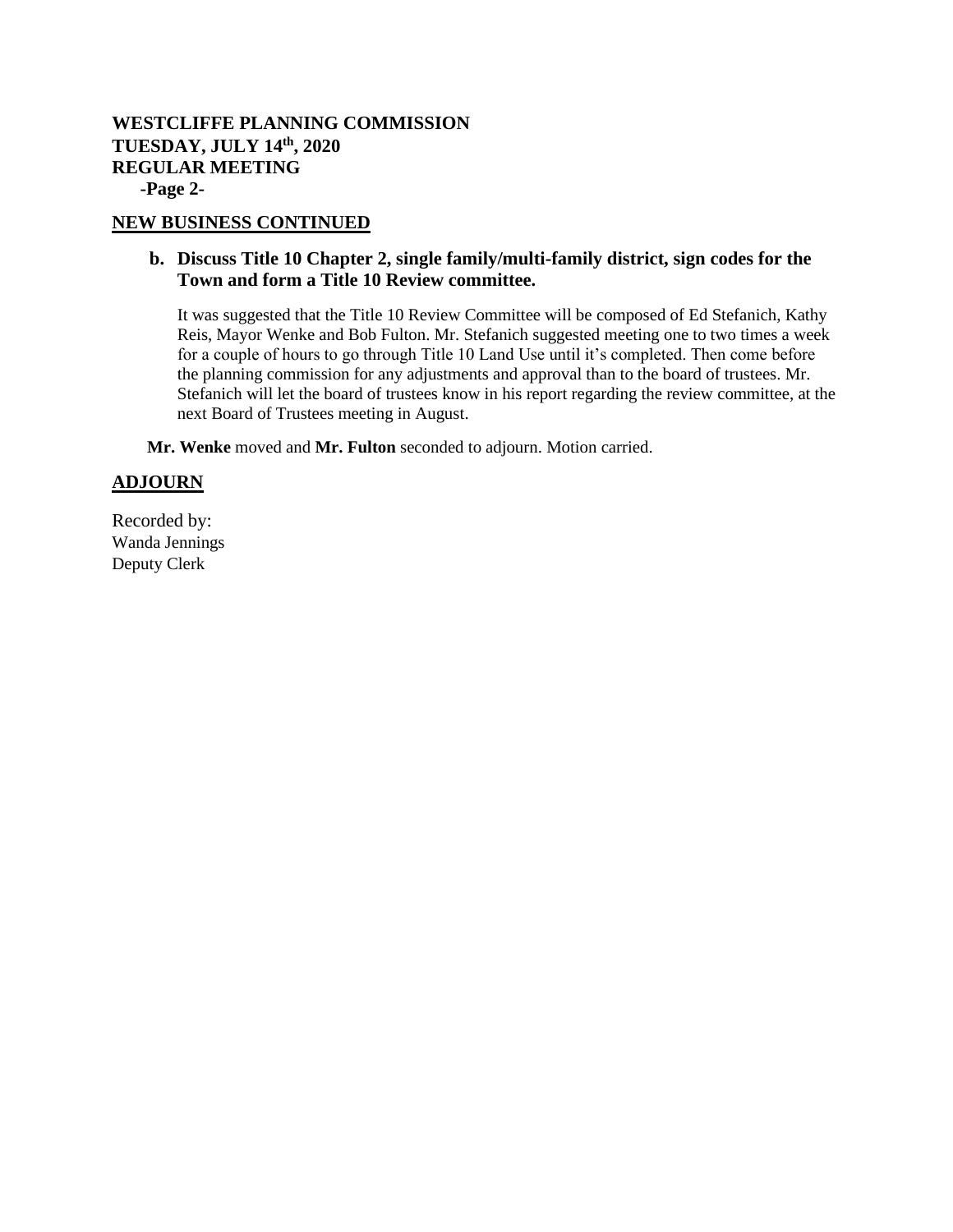**WESTCLIFFE PLANNING COMMISSION**
**TUESDAY, JULY 14th, 2020**
**REGULAR MEETING**
**-Page 2-**

## NEW BUSINESS CONTINUED

**b. Discuss Title 10 Chapter 2, single family/multi-family district, sign codes for the Town and form a Title 10 Review committee.**

It was suggested that the Title 10 Review Committee will be composed of Ed Stefanich, Kathy Reis, Mayor Wenke and Bob Fulton. Mr. Stefanich suggested meeting one to two times a week for a couple of hours to go through Title 10 Land Use until it's completed. Then come before the planning commission for any adjustments and approval than to the board of trustees. Mr. Stefanich will let the board of trustees know in his report regarding the review committee, at the next Board of Trustees meeting in August.

**Mr. Wenke** moved and **Mr. Fulton** seconded to adjourn. Motion carried.

## ADJOURN

Recorded by:
Wanda Jennings
Deputy Clerk